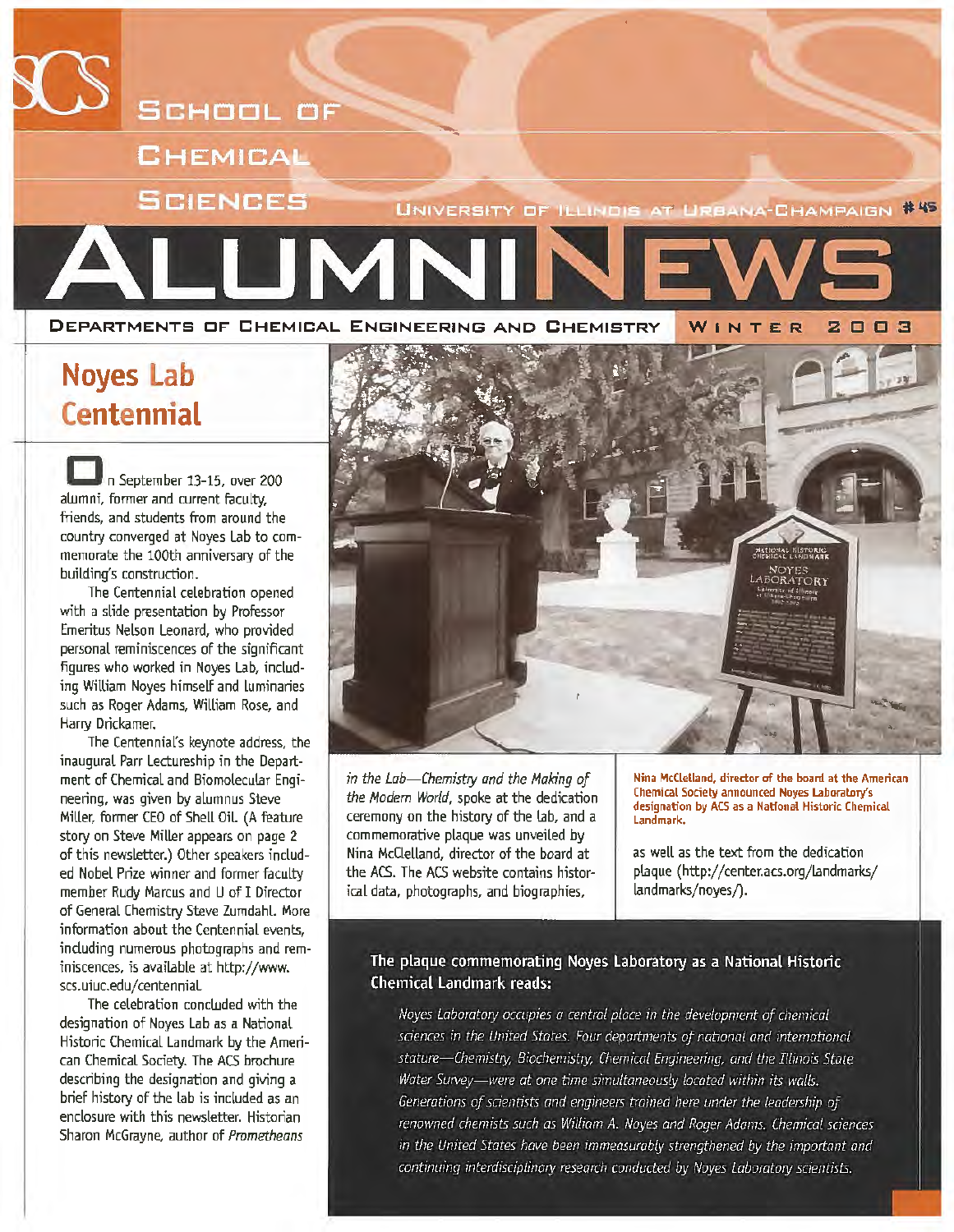# School of Chemical Sciences

University of Illinois at Urbana-Champaign #45

# Alumni News

Departments of Chemical Engineering and Chemistry — Winter 2003

## Noyes Lab Centennial

On September 13-15, over 200 alumni, former and current faculty, friends, and students from around the country converged at Noyes Lab to commemorate the 100th anniversary of the building's construction.

The Centennial celebration opened with a slide presentation by Professor Emeritus Nelson Leonard, who provided personal reminiscences of the significant figures who worked in Noyes Lab, including William Noyes himself and luminaries such as Roger Adams, William Rose, and Harry Drickamer.

The Centennial's keynote address, the inaugural Parr Lectureship in the Department of Chemical and Biomolecular Engineering, was given by alumnus Steve Miller, former CEO of Shell Oil. (A feature story on Steve Miller appears on page 2 of this newsletter.) Other speakers included Nobel Prize winner and former faculty member Rudy Marcus and U of I Director of General Chemistry Steve Zumdahl. More information about the Centennial events, including numerous photographs and reminiscences, is available at http://www.scs.uiuc.edu/centennial.

The celebration concluded with the designation of Noyes Lab as a National Historic Chemical Landmark by the American Chemical Society. The ACS brochure describing the designation and giving a brief history of the lab is included as an enclosure with this newsletter. Historian Sharon McGrayne, author of *Prometheans in the Lab—Chemistry and the Making of the Modern World*, spoke at the dedication ceremony on the history of the lab, and a commemorative plaque was unveiled by Nina McClelland, director of the board at the ACS. The ACS website contains historical data, photographs, and biographies, as well as the text from the dedication plaque (http://center.acs.org/landmarks/landmarks/noyes/).

**Nina McClelland, director of the board at the American Chemical Society announced Noyes Laboratory's designation by ACS as a National Historic Chemical Landmark.**

### The plaque commemorating Noyes Laboratory as a National Historic Chemical Landmark reads:

*Noyes Laboratory occupies a central place in the development of chemical sciences in the United States. Four departments of national and international stature—Chemistry, Biochemistry, Chemical Engineering, and the Illinois State Water Survey—were at one time simultaneously located within its walls. Generations of scientists and engineers trained here under the leadership of renowned chemists such as William A. Noyes and Roger Adams. Chemical sciences in the United States have been immeasurably strengthened by the important and continuing interdisciplinary research conducted by Noyes Laboratory scientists.*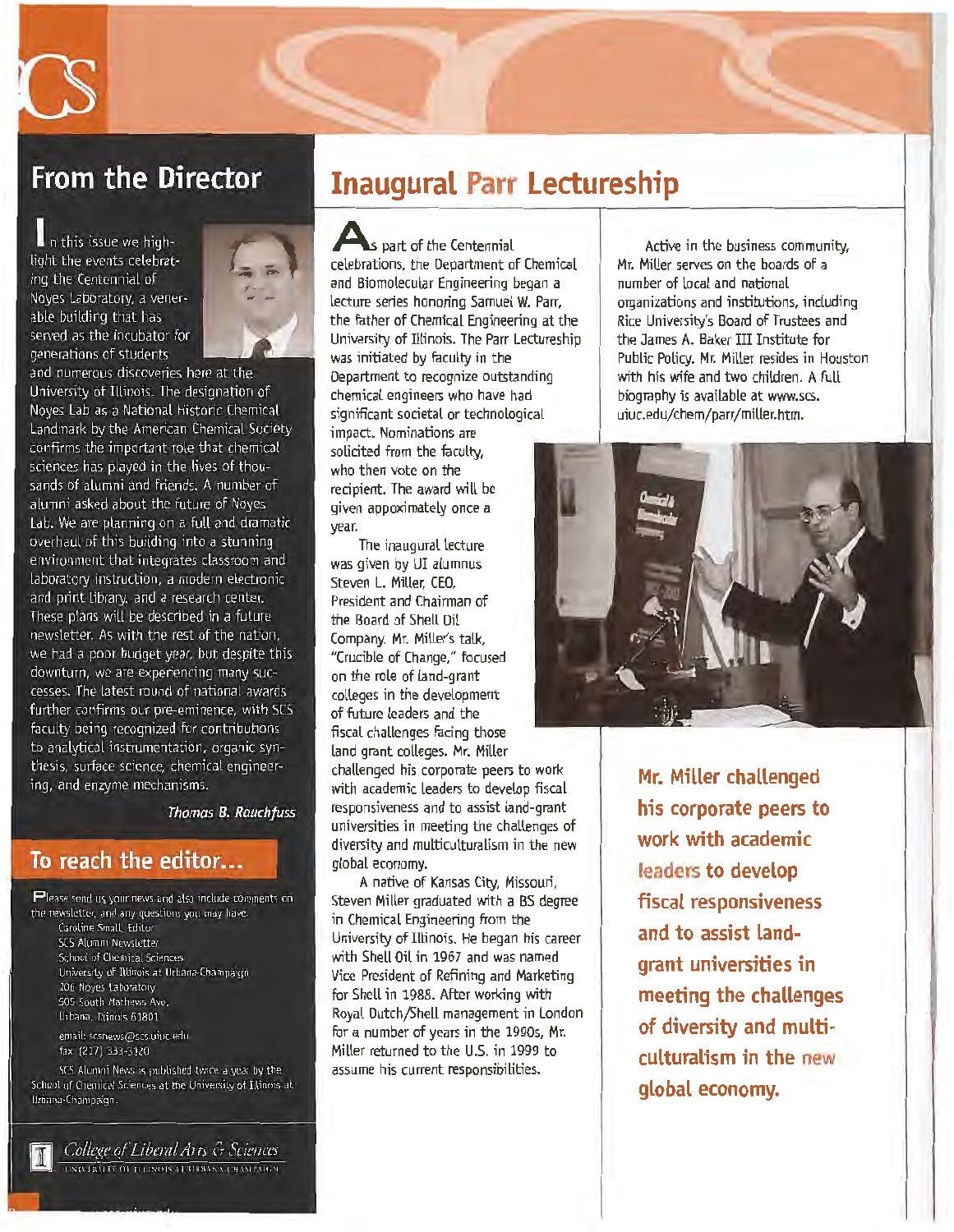## From the Director

In this issue we highlight the events celebrating the Centennial of Noyes Laboratory, a venerable building that has served as the incubator for generations of students and numerous discoveries here at the University of Illinois. The designation of Noyes Lab as a National Historic Chemical Landmark by the American Chemical Society confirms the important role that chemical sciences has played in the lives of thousands of alumni and friends. A number of alumni asked about the future of Noyes Lab. We are planning on a full and dramatic overhaul of this building into a stunning environment that integrates classroom and laboratory instruction, a modern electronic and print library, and a research center. These plans will be described in a future newsletter. As with the rest of the nation, we had a poor budget year, but despite this downturn, we are experiencing many successes. The latest round of national awards further confirms our pre-eminence, with SCS faculty being recognized for contributions to analytical instrumentation, organic synthesis, surface science, chemical engineering, and enzyme mechanisms.

*Thomas B. Rauchfuss*

## To reach the editor...

Please send us your news and also include comments on the newsletter, and any questions you may have.

Caroline Small, Editor
SCS Alumni Newsletter
School of Chemical Sciences
University of Illinois at Urbana-Champaign
106 Noyes Laboratory
505 South Mathews Ave.
Urbana, Illinois 61801

email: scsnews@scs.uiuc.edu
fax: (217) 333-3120

SCS Alumni News is published twice a year by the School of Chemical Sciences at the University of Illinois at Urbana-Champaign.

*College of Liberal Arts & Sciences*
UNIVERSITY OF ILLINOIS AT URBANA-CHAMPAIGN

# Inaugural Parr Lectureship

As part of the Centennial celebrations, the Department of Chemical and Biomolecular Engineering began a lecture series honoring Samuel W. Parr, the father of Chemical Engineering at the University of Illinois. The Parr Lectureship was initiated by faculty in the Department to recognize outstanding chemical engineers who have had significant societal or technological impact. Nominations are solicited from the faculty, who then vote on the recipient. The award will be given approximately once a year.

The inaugural lecture was given by UI alumnus Steven L. Miller, CEO, President and Chairman of the Board of Shell Oil Company. Mr. Miller's talk, "Crucible of Change," focused on the role of land-grant colleges in the development of future leaders and the fiscal challenges facing those land grant colleges. Mr. Miller challenged his corporate peers to work with academic leaders to develop fiscal responsiveness and to assist land-grant universities in meeting the challenges of diversity and multiculturalism in the new global economy.

A native of Kansas City, Missouri, Steven Miller graduated with a BS degree in Chemical Engineering from the University of Illinois. He began his career with Shell Oil in 1967 and was named Vice President of Refining and Marketing for Shell in 1988. After working with Royal Dutch/Shell management in London for a number of years in the 1990s, Mr. Miller returned to the U.S. in 1999 to assume his current responsibilities.

Active in the business community, Mr. Miller serves on the boards of a number of local and national organizations and institutions, including Rice University's Board of Trustees and the James A. Baker III Institute for Public Policy. Mr. Miller resides in Houston with his wife and two children. A full biography is available at www.scs.uiuc.edu/chem/parr/miller.htm.

**Mr. Miller challenged his corporate peers to work with academic leaders to develop fiscal responsiveness and to assist land-grant universities in meeting the challenges of diversity and multiculturalism in the new global economy.**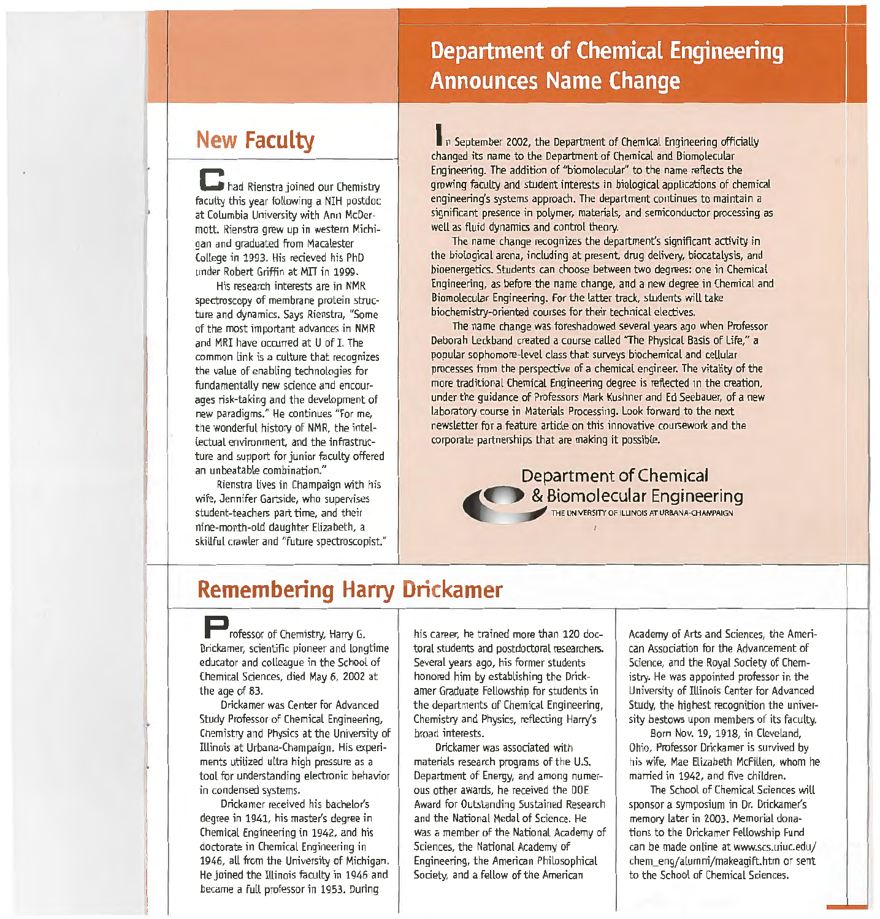## Department of Chemical Engineering Announces Name Change

In September 2002, the Department of Chemical Engineering officially changed its name to the Department of Chemical and Biomolecular Engineering. The addition of "biomolecular" to the name reflects the growing faculty and student interests in biological applications of chemical engineering's systems approach. The department continues to maintain a significant presence in polymer, materials, and semiconductor processing as well as fluid dynamics and control theory.

The name change recognizes the department's significant activity in the biological arena, including at present, drug delivery, biocatalysis, and bioenergetics. Students can choose between two degrees: one in Chemical Engineering, as before the name change, and a new degree in Chemical and Biomolecular Engineering. For the latter track, students will take biochemistry-oriented courses for their technical electives.

The name change was foreshadowed several years ago when Professor Deborah Leckband created a course called "The Physical Basis of Life," a popular sophomore-level class that surveys biochemical and cellular processes from the perspective of a chemical engineer. The vitality of the more traditional Chemical Engineering degree is reflected in the creation, under the guidance of Professors Mark Kushner and Ed Seebauer, of a new laboratory course in Materials Processing. Look forward to the next newsletter for a feature article on this innovative coursework and the corporate partnerships that are making it possible.

Department of Chemical & Biomolecular Engineering
THE UNIVERSITY OF ILLINOIS AT URBANA-CHAMPAIGN

## New Faculty

Chad Rienstra joined our Chemistry faculty this year following a NIH postdoc at Columbia University with Ann McDermott. Rienstra grew up in western Michigan and graduated from Macalester College in 1993. His recieved his PhD under Robert Griffin at MIT in 1999.

His research interests are in NMR spectroscopy of membrane protein structure and dynamics. Says Rienstra, "Some of the most important advances in NMR and MRI have occurred at U of I. The common link is a culture that recognizes the value of enabling technologies for fundamentally new science and encourages risk-taking and the development of new paradigms." He continues "For me, the wonderful history of NMR, the intellectual environment, and the infrastructure and support for junior faculty offered an unbeatable combination."

Rienstra lives in Champaign with his wife, Jennifer Gartside, who supervises student-teachers part time, and their nine-month-old daughter Elizabeth, a skillful crawler and "future spectroscopist."

## Remembering Harry Drickamer

Professor of Chemistry, Harry G. Drickamer, scientific pioneer and longtime educator and colleague in the School of Chemical Sciences, died May 6, 2002 at the age of 83.

Drickamer was Center for Advanced Study Professor of Chemical Engineering, Chemistry and Physics at the University of Illinois at Urbana-Champaign. His experiments utilized ultra high pressure as a tool for understanding electronic behavior in condensed systems.

Drickamer received his bachelor's degree in 1941, his master's degree in Chemical Engineering in 1942, and his doctorate in Chemical Engineering in 1946, all from the University of Michigan. He joined the Illinois faculty in 1946 and became a full professor in 1953. During his career, he trained more than 120 doctoral students and postdoctoral researchers. Several years ago, his former students honored him by establishing the Drickamer Graduate Fellowship for students in the departments of Chemical Engineering, Chemistry and Physics, reflecting Harry's broad interests.

Drickamer was associated with materials research programs of the U.S. Department of Energy, and among numerous other awards, he received the DOE Award for Outstanding Sustained Research and the National Medal of Science. He was a member of the National Academy of Sciences, the National Academy of Engineering, the American Philosophical Society, and a fellow of the American Academy of Arts and Sciences, the American Association for the Advancement of Science, and the Royal Society of Chemistry. He was appointed professor in the University of Illinois Center for Advanced Study, the highest recognition the university bestows upon members of its faculty.

Born Nov. 19, 1918, in Cleveland, Ohio, Professor Drickamer is survived by his wife, Mae Elizabeth McFillen, whom he married in 1942, and five children.

The School of Chemical Sciences will sponsor a symposium in Dr. Drickamer's memory later in 2003. Memorial donations to the Drickamer Fellowship Fund can be made online at www.scs.uiuc.edu/chem_eng/alumni/makeagift.htm or sent to the School of Chemical Sciences.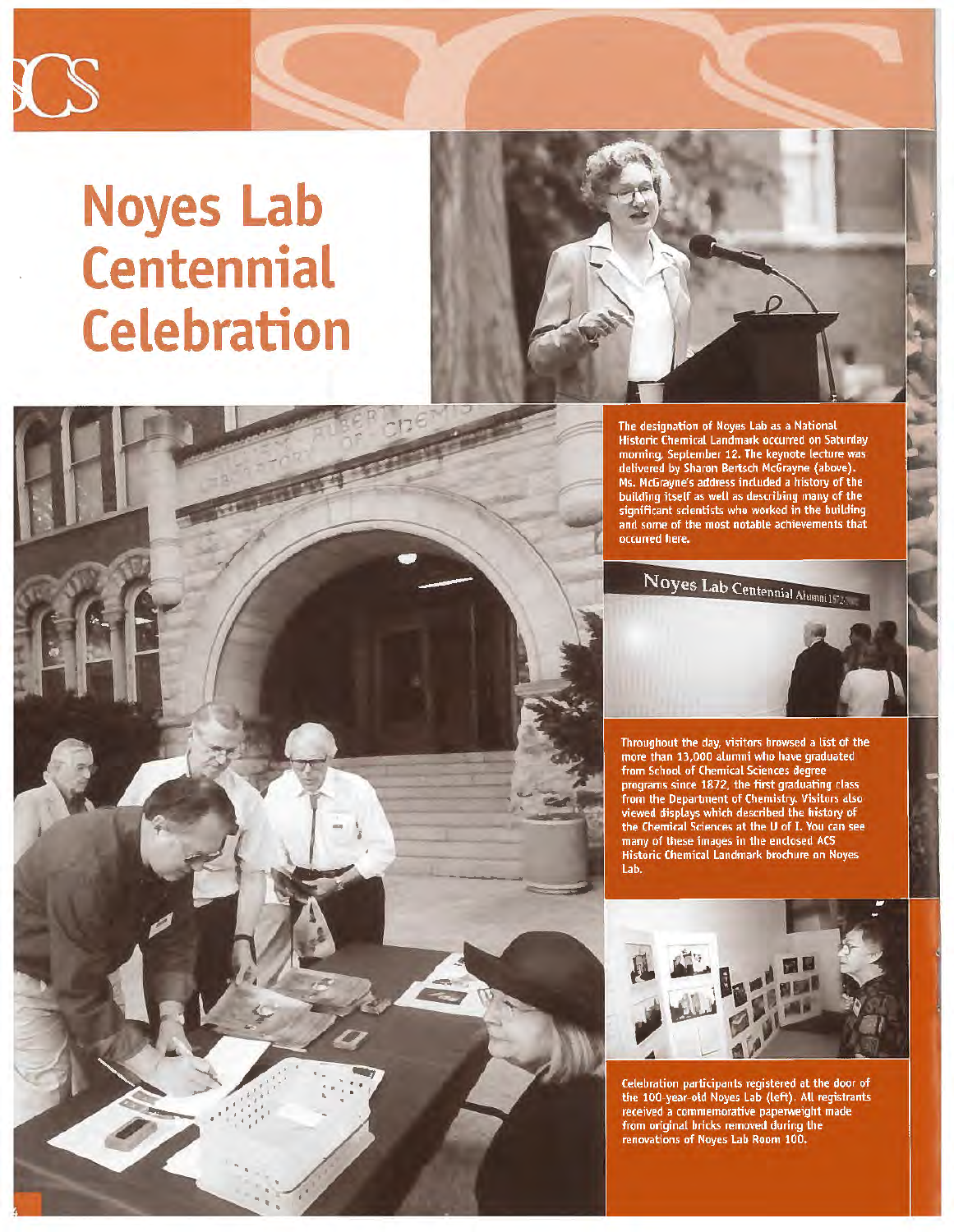# Noyes Lab Centennial Celebration

The designation of Noyes Lab as a National Historic Chemical Landmark occurred on Saturday morning, September 12. The keynote lecture was delivered by Sharon Bertsch McGrayne (above). Ms. McGrayne's address included a history of the building itself as well as describing many of the significant scientists who worked in the building and some of the most notable achievements that occurred here.

Throughout the day, visitors browsed a list of the more than 13,000 alumni who have graduated from School of Chemical Sciences degree programs since 1872, the first graduating class from the Department of Chemistry. Visitors also viewed displays which described the history of the Chemical Sciences at the U of I. You can see many of these images in the enclosed ACS Historic Chemical Landmark brochure on Noyes Lab.

Celebration participants registered at the door of the 100-year-old Noyes Lab (left). All registrants received a commemorative paperweight made from original bricks removed during the renovations of Noyes Lab Room 100.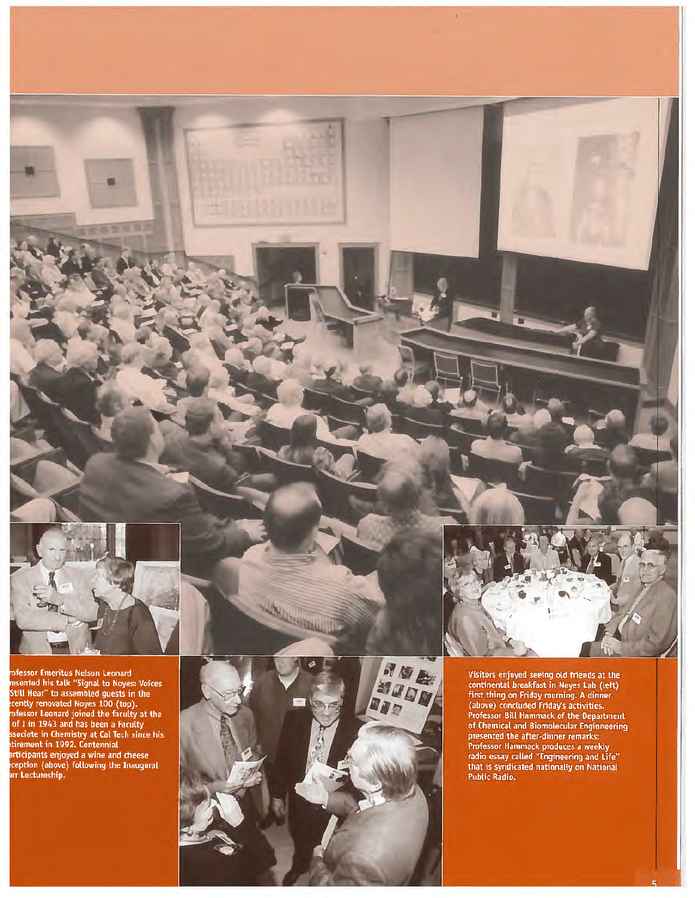rofessor Emeritus Nelson Leonard resented his talk "Signal to Noyes: Voices Still Hear" to assembled guests in the ecently renovated Noyes 100 (top). rofessor Leonard joined the faculty at the of I in 1943 and has been a Faculty ssociate in Chemistry at Cal Tech since his etirement in 1992. Centennial articipants enjoyed a wine and cheese eception (above) following the Inaugural rr Lectureship.

Visitors enjoyed seeing old friends at the continental breakfast in Noyes Lab (left) first thing on Friday morning. A dinner (above) concluded Friday's activities. Professor Bill Hammack of the Department of Chemical and Biomolecular Enginneering presented the after-dinner remarks: Professor Hammack produces a weekly radio essay called "Engineering and Life" that is syndicated nationally on National Public Radio.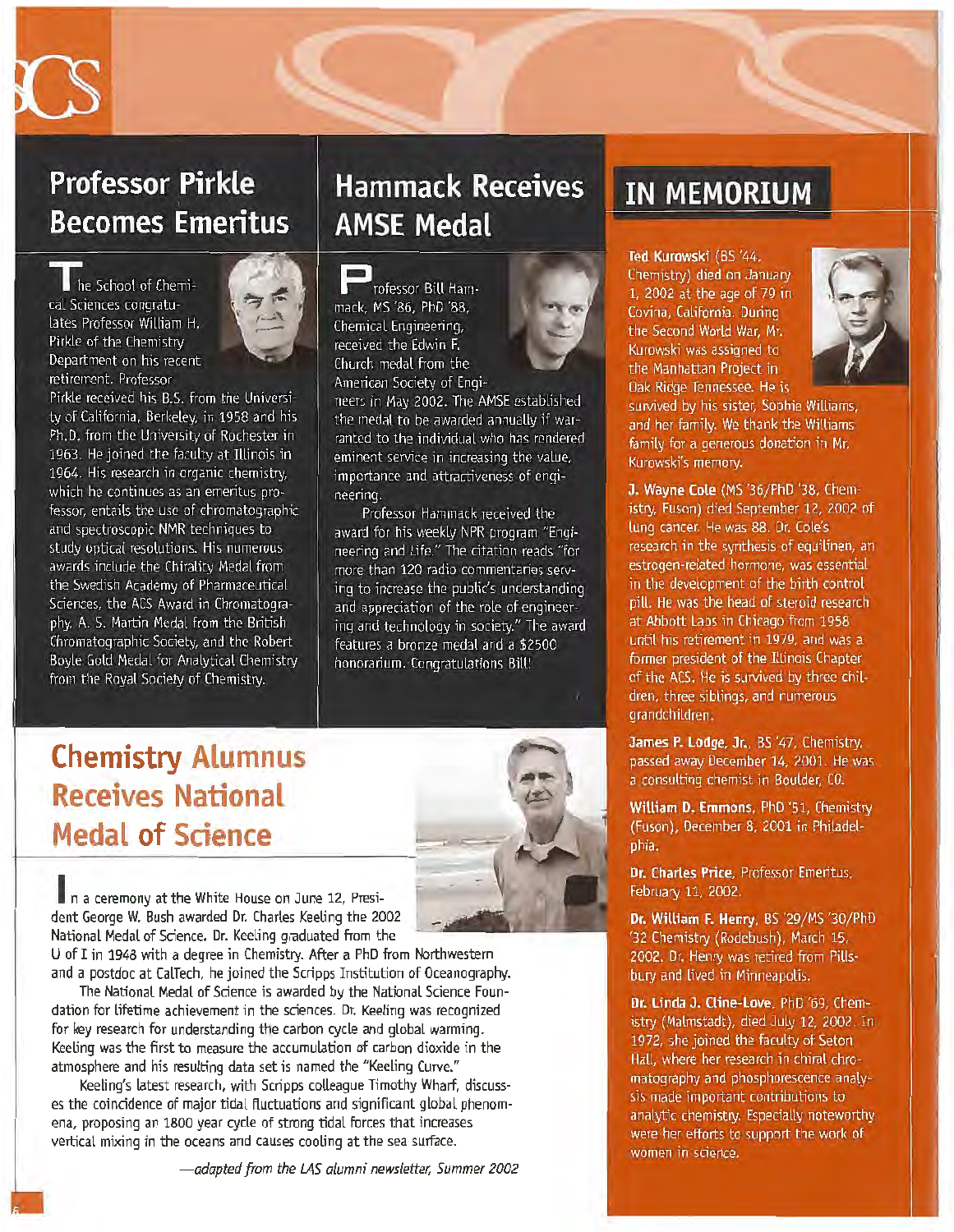## Professor Pirkle Becomes Emeritus

The School of Chemical Sciences congratulates Professor William H. Pirkle of the Chemistry Department on his recent retirement. Professor Pirkle received his B.S. from the University of California, Berkeley, in 1958 and his Ph.D. from the University of Rochester in 1963. He joined the faculty at Illinois in 1964. His research in organic chemistry, which he continues as an emeritus professor, entails the use of chromatographic and spectroscopic NMR techniques to study optical resolutions. His numerous awards include the Chirality Medal from the Swedish Academy of Pharmaceutical Sciences, the ACS Award in Chromatography, A. S. Martin Medal from the British Chromatographic Society, and the Robert Boyle Gold Medal for Analytical Chemistry from the Royal Society of Chemistry.

## Hammack Receives AMSE Medal

Professor Bill Hammack, MS '86, PhD '88, Chemical Engineering, received the Edwin F. Church medal from the American Society of Engineers in May 2002. The AMSE established the medal to be awarded annually if warranted to the individual who has rendered eminent service in increasing the value, importance and attractiveness of engineering.

Professor Hammack received the award for his weekly NPR program "Engineering and Life." The citation reads "for more than 120 radio commentaries serving to increase the public's understanding and appreciation of the role of engineering and technology in society." The award features a bronze medal and a $2500 honorarium. Congratulations Bill!

## Chemistry Alumnus Receives National Medal of Science

In a ceremony at the White House on June 12, President George W. Bush awarded Dr. Charles Keeling the 2002 National Medal of Science. Dr. Keeling graduated from the U of I in 1948 with a degree in Chemistry. After a PhD from Northwestern and a postdoc at CalTech, he joined the Scripps Institution of Oceanography.

The National Medal of Science is awarded by the National Science Foundation for lifetime achievement in the sciences. Dr. Keeling was recognized for key research for understanding the carbon cycle and global warming. Keeling was the first to measure the accumulation of carbon dioxide in the atmosphere and his resulting data set is named the "Keeling Curve."

Keeling's latest research, with Scripps colleague Timothy Wharf, discusses the coincidence of major tidal fluctuations and significant global phenomena, proposing an 1800 year cycle of strong tidal forces that increases vertical mixing in the oceans and causes cooling at the sea surface.

*—adapted from the LAS alumni newsletter, Summer 2002*

## IN MEMORIUM

**Ted Kurowski** (BS '44, Chemistry) died on January 1, 2002 at the age of 79 in Covina, California. During the Second World War, Mr. Kurowski was assigned to the Manhattan Project in Oak Ridge Tennessee. He is survived by his sister, Sophie Williams, and her family. We thank the Williams family for a generous donation in Mr. Kurowski's memory.

**J. Wayne Cole** (MS '36/PhD '38, Chemistry, Fuson) died September 12, 2002 of lung cancer. He was 88. Dr. Cole's research in the synthesis of equilinen, an estrogen-related hormone, was essential in the development of the birth control pill. He was the head of steroid research at Abbott Labs in Chicago from 1958 until his retirement in 1979, and was a former president of the Illinois Chapter of the ACS. He is survived by three children, three siblings, and numerous grandchildren.

**James P. Lodge, Jr.**, BS '47, Chemistry, passed away December 14, 2001. He was a consulting chemist in Boulder, CO.

**William D. Emmons**, PhD '51, Chemistry (Fuson), December 8, 2001 in Philadelphia.

**Dr. Charles Price**, Professor Emeritus, February 11, 2002.

**Dr. William F. Henry**, BS '29/MS '30/PhD '32 Chemistry (Rodebush), March 15, 2002. Dr. Henry was retired from Pillsbury and lived in Minneapolis.

**Dr. Linda J. Cline-Love**, PhD '69, Chemistry (Malmstadt), died July 12, 2002. In 1972, she joined the faculty of Seton Hall, where her research in chiral chromatography and phosphorescence analysis made important contributions to analytic chemistry. Especially noteworthy were her efforts to support the work of women in science.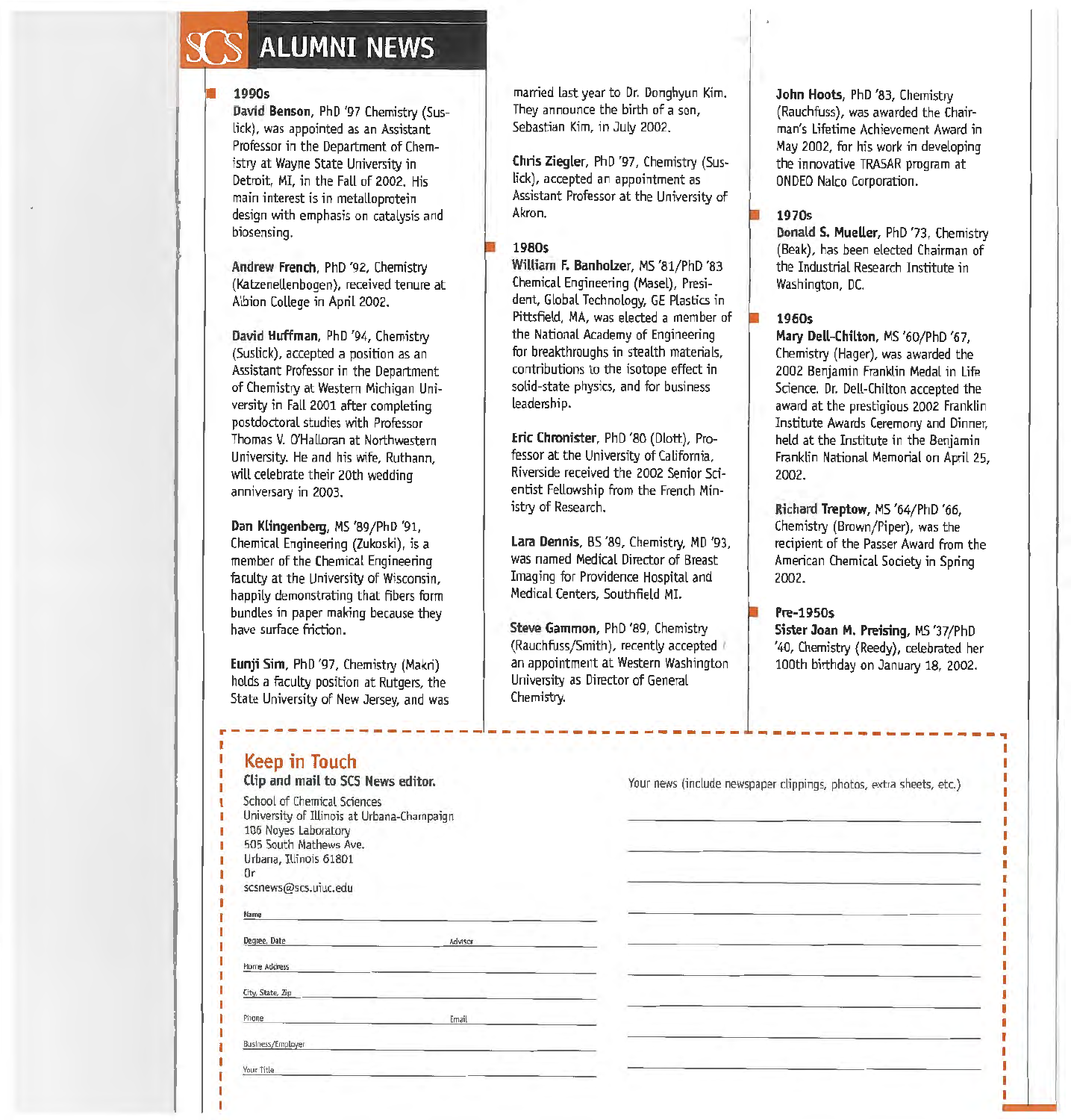# SCS ALUMNI NEWS

## 1990s

**David Benson**, PhD '97 Chemistry (Suslick), was appointed as an Assistant Professor in the Department of Chemistry at Wayne State University in Detroit, MI, in the Fall of 2002. His main interest is in metalloprotein design with emphasis on catalysis and biosensing.

**Andrew French**, PhD '92, Chemistry (Katzenellenbogen), received tenure at Albion College in April 2002.

**David Huffman**, PhD '94, Chemistry (Suslick), accepted a position as an Assistant Professor in the Department of Chemistry at Western Michigan University in Fall 2001 after completing postdoctoral studies with Professor Thomas V. O'Halloran at Northwestern University. He and his wife, Ruthann, will celebrate their 20th wedding anniversary in 2003.

**Dan Klingenberg**, MS '89/PhD '91, Chemical Engineering (Zukoski), is a member of the Chemical Engineering faculty at the University of Wisconsin, happily demonstrating that fibers form bundles in paper making because they have surface friction.

**Eunji Sim**, PhD '97, Chemistry (Makri) holds a faculty position at Rutgers, the State University of New Jersey, and was married last year to Dr. Donghyun Kim. They announce the birth of a son, Sebastian Kim, in July 2002.

**Chris Ziegler**, PhD '97, Chemistry (Suslick), accepted an appointment as Assistant Professor at the University of Akron.

## 1980s

**William F. Banholzer**, MS '81/PhD '83 Chemical Engineering (Masel), President, Global Technology, GE Plastics in Pittsfield, MA, was elected a member of the National Academy of Engineering for breakthroughs in stealth materials, contributions to the isotope effect in solid-state physics, and for business leadership.

**Eric Chronister**, PhD '80 (Dlott), Professor at the University of California, Riverside received the 2002 Senior Scientist Fellowship from the French Ministry of Research.

**Lara Dennis**, BS '89, Chemistry, MD '93, was named Medical Director of Breast Imaging for Providence Hospital and Medical Centers, Southfield MI.

**Steve Gammon**, PhD '89, Chemistry (Rauchfuss/Smith), recently accepted an appointment at Western Washington University as Director of General Chemistry.

**John Hoots**, PhD '83, Chemistry (Rauchfuss), was awarded the Chairman's Lifetime Achievement Award in May 2002, for his work in developing the innovative TRASAR program at ONDEO Nalco Corporation.

## 1970s

**Donald S. Mueller**, PhD '73, Chemistry (Beak), has been elected Chairman of the Industrial Research Institute in Washington, DC.

## 1960s

**Mary Dell-Chilton**, MS '60/PhD '67, Chemistry (Hager), was awarded the 2002 Benjamin Franklin Medal in Life Science. Dr. Dell-Chilton accepted the award at the prestigious 2002 Franklin Institute Awards Ceremony and Dinner, held at the Institute in the Benjamin Franklin National Memorial on April 25, 2002.

**Richard Treptow**, MS '64/PhD '66, Chemistry (Brown/Piper), was the recipient of the Passer Award from the American Chemical Society in Spring 2002.

## Pre-1950s

**Sister Joan M. Preising**, MS '37/PhD '40, Chemistry (Reedy), celebrated her 100th birthday on January 18, 2002.

---

## Keep in Touch

**Clip and mail to SCS News editor.**

School of Chemical Sciences
University of Illinois at Urbana-Champaign
106 Noyes Laboratory
505 South Mathews Ave.
Urbana, Illinois 61801
Or
scsnews@scs.uiuc.edu

Name ______________________________

Degree, Date ______________ Advisor ______________

Home Address ______________________________

City, State, Zip ______________________________

Phone ______________ Email ______________

Business/Employer ______________________________

Your Title ______________________________

Your news (include newspaper clippings, photos, extra sheets, etc.)

______________________________

______________________________

______________________________

______________________________

______________________________

______________________________

______________________________

______________________________

______________________________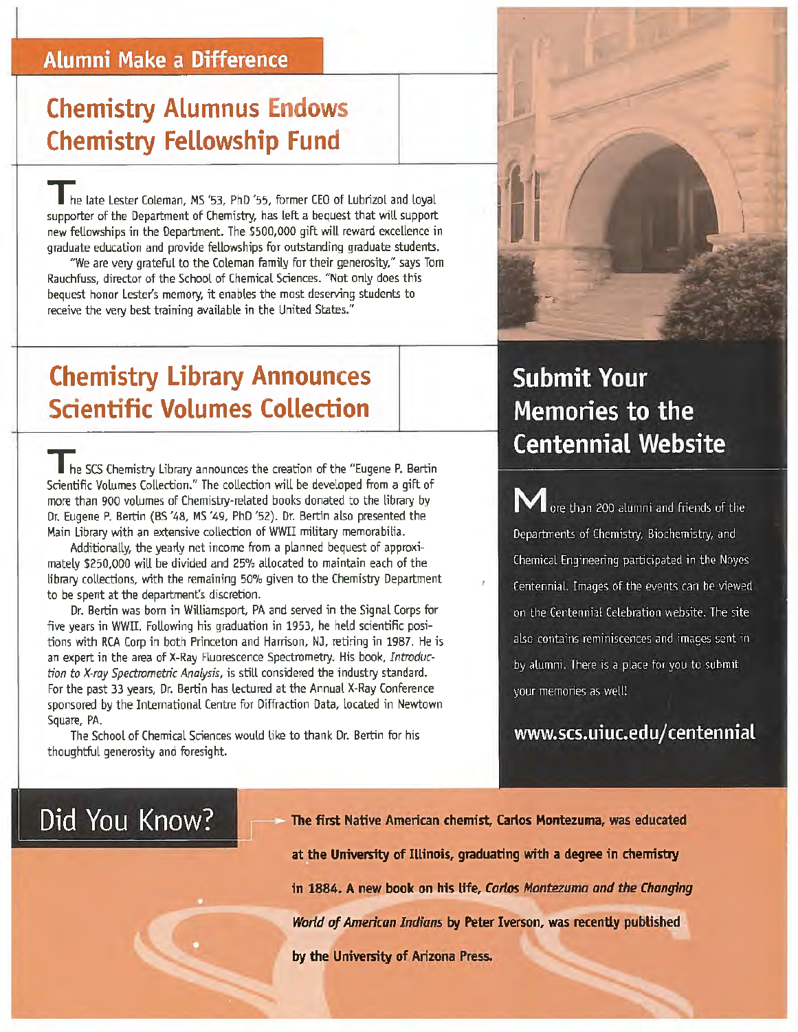## Alumni Make a Difference

# Chemistry Alumnus Endows Chemistry Fellowship Fund

The late Lester Coleman, MS '53, PhD '55, former CEO of Lubrizol and loyal supporter of the Department of Chemistry, has left a bequest that will support new fellowships in the Department. The $500,000 gift will reward excellence in graduate education and provide fellowships for outstanding graduate students.

"We are very grateful to the Coleman family for their generosity," says Tom Rauchfuss, director of the School of Chemical Sciences. "Not only does this bequest honor Lester's memory, it enables the most deserving students to receive the very best training available in the United States."

# Chemistry Library Announces Scientific Volumes Collection

The SCS Chemistry Library announces the creation of the "Eugene P. Bertin Scientific Volumes Collection." The collection will be developed from a gift of more than 900 volumes of Chemistry-related books donated to the library by Dr. Eugene P. Bertin (BS '48, MS '49, PhD '52). Dr. Bertin also presented the Main Library with an extensive collection of WWII military memorabilia.

Additionally, the yearly net income from a planned bequest of approximately $250,000 will be divided and 25% allocated to maintain each of the library collections, with the remaining 50% given to the Chemistry Department to be spent at the department's discretion.

Dr. Bertin was born in Williamsport, PA and served in the Signal Corps for five years in WWII. Following his graduation in 1953, he held scientific positions with RCA Corp in both Princeton and Harrison, NJ, retiring in 1987. He is an expert in the area of X-Ray Fluorescence Spectrometry. His book, *Introduction to X-ray Spectrometric Analysis*, is still considered the industry standard. For the past 33 years, Dr. Bertin has lectured at the Annual X-Ray Conference sponsored by the International Centre for Diffraction Data, located in Newtown Square, PA.

The School of Chemical Sciences would like to thank Dr. Bertin for his thoughtful generosity and foresight.

# Submit Your Memories to the Centennial Website

More than 200 alumni and friends of the Departments of Chemistry, Biochemistry, and Chemical Engineering participated in the Noyes Centennial. Images of the events can be viewed on the Centennial Celebration website. The site also contains reminiscences and images sent in by alumni. There is a place for you to submit your memories as well!

**www.scs.uiuc.edu/centennial**

## Did You Know?

**The first Native American chemist, Carlos Montezuma, was educated at the University of Illinois, graduating with a degree in chemistry in 1884. A new book on his life, *Carlos Montezuma and the Changing World of American Indians* by Peter Iverson, was recently published by the University of Arizona Press.**